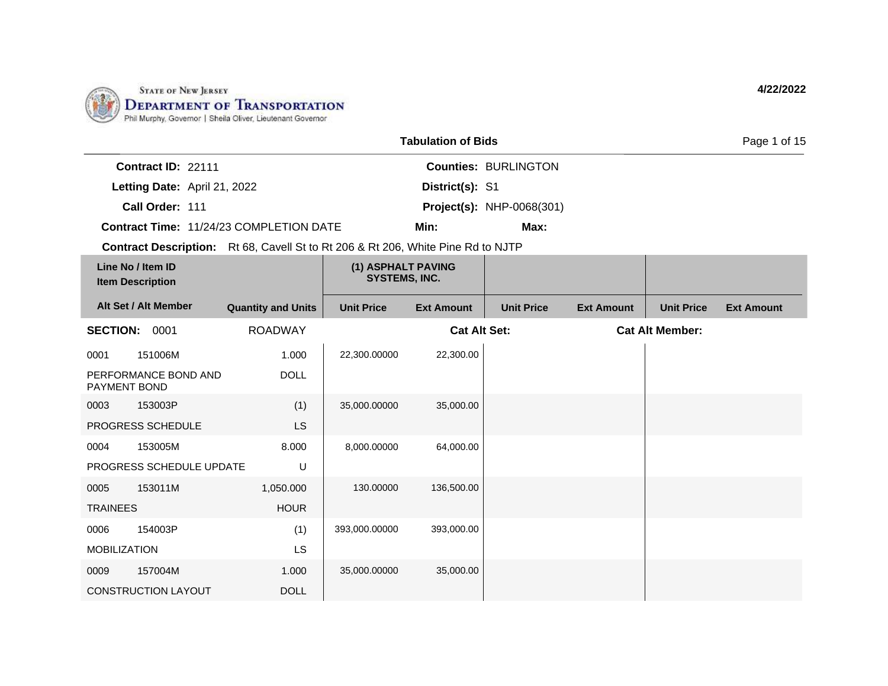STATE OF NEW JERSEY
# DEPARTMENT OF TRANSPORTATION
Phil Murphy, Governor | Sheila Oliver, Lieutenant Governor

**4/22/2022**

## Tabulation of Bids

**Contract ID:** 22111
**Letting Date:** April 21, 2022
**Call Order:** 111
**Contract Time:** 11/24/23 COMPLETION DATE
**Counties:** BURLINGTON
**District(s):** S1
**Project(s):** NHP-0068(301)
**Min:**
**Max:**

**Contract Description:** Rt 68, Cavell St to Rt 206 & Rt 206, White Pine Rd to NJTP

| Line No / Item ID | Item Description | Alt Set / Alt Member | Quantity and Units | (1) ASPHALT PAVING SYSTEMS, INC. Unit Price | (1) ASPHALT PAVING SYSTEMS, INC. Ext Amount | Unit Price | Ext Amount | Unit Price | Ext Amount |
|---|---|---|---|---|---|---|---|---|---|
| **SECTION: 0001** | ROADWAY | | | **Cat Alt Set:** | | | **Cat Alt Member:** | | |
| 0001 151006M | PERFORMANCE BOND AND PAYMENT BOND | | 1.000 DOLL | 22,300.00000 | 22,300.00 | | | | |
| 0003 153003P | PROGRESS SCHEDULE | | (1) LS | 35,000.00000 | 35,000.00 | | | | |
| 0004 153005M | PROGRESS SCHEDULE UPDATE | | 8.000 U | 8,000.00000 | 64,000.00 | | | | |
| 0005 153011M | TRAINEES | | 1,050.000 HOUR | 130.00000 | 136,500.00 | | | | |
| 0006 154003P | MOBILIZATION | | (1) LS | 393,000.00000 | 393,000.00 | | | | |
| 0009 157004M | CONSTRUCTION LAYOUT | | 1.000 DOLL | 35,000.00000 | 35,000.00 | | | | |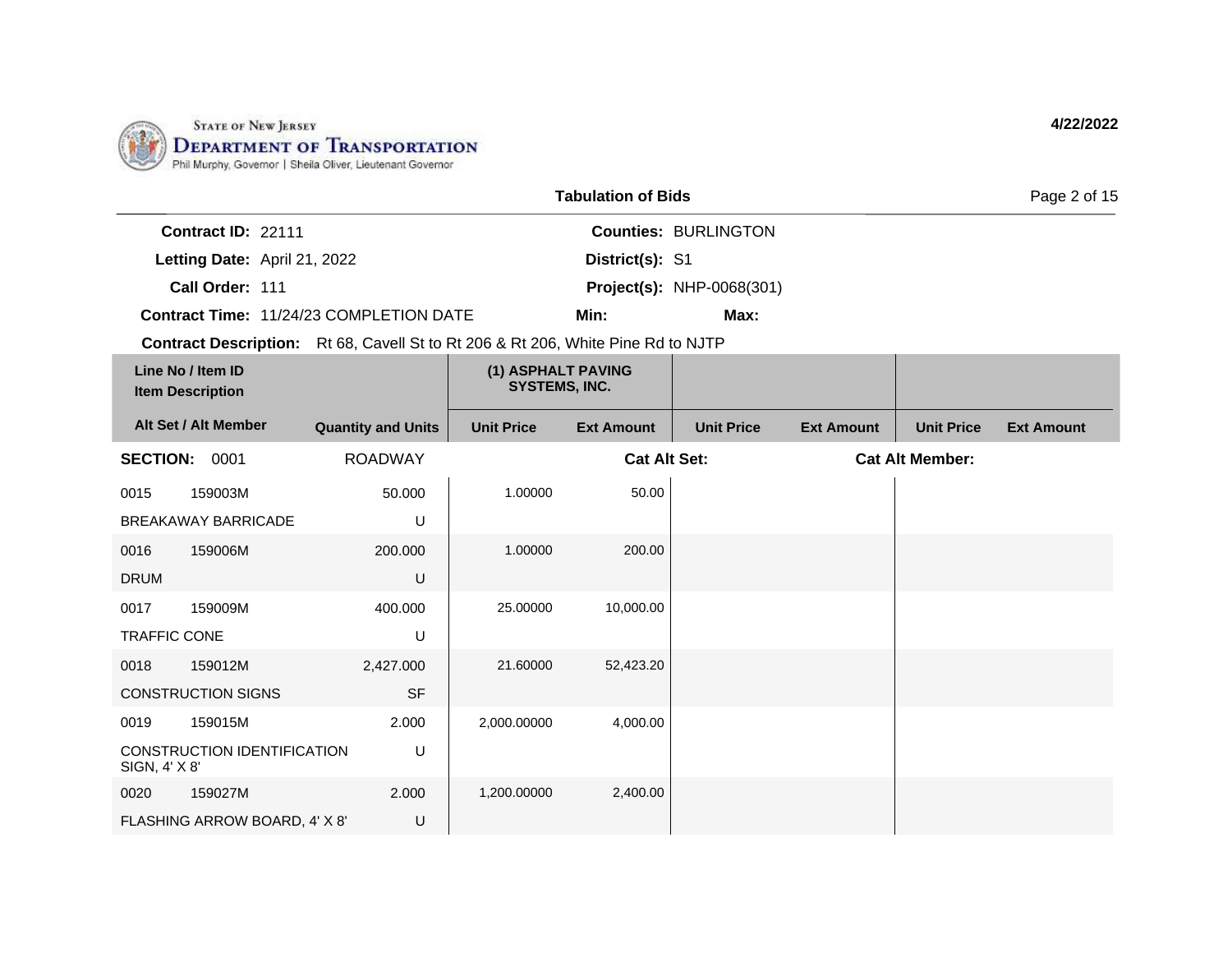State of New Jersey
Department of Transportation
Phil Murphy, Governor | Sheila Oliver, Lieutenant Governor

4/22/2022

## Tabulation of Bids

**Contract ID:** 22111 **Counties:** BURLINGTON

**Letting Date:** April 21, 2022 **District(s):** S1

**Call Order:** 111 **Project(s):** NHP-0068(301)

**Contract Time:** 11/24/23 COMPLETION DATE **Min:** **Max:**

**Contract Description:** Rt 68, Cavell St to Rt 206 & Rt 206, White Pine Rd to NJTP

| Line No / Item ID / Item Description | | (1) ASPHALT PAVING SYSTEMS, INC. | | | | | |
|---|---|---|---|---|---|---|---|
| Alt Set / Alt Member | Quantity and Units | Unit Price | Ext Amount | Unit Price | Ext Amount | Unit Price | Ext Amount |
| **SECTION: 0001** | ROADWAY | | Cat Alt Set: | | Cat Alt Member: | | |
| 0015 159003M BREAKAWAY BARRICADE | 50.000 U | 1.00000 | 50.00 | | | | |
| 0016 159006M DRUM | 200.000 U | 1.00000 | 200.00 | | | | |
| 0017 159009M TRAFFIC CONE | 400.000 U | 25.00000 | 10,000.00 | | | | |
| 0018 159012M CONSTRUCTION SIGNS | 2,427.000 SF | 21.60000 | 52,423.20 | | | | |
| 0019 159015M CONSTRUCTION IDENTIFICATION SIGN, 4' X 8' | 2.000 U | 2,000.00000 | 4,000.00 | | | | |
| 0020 159027M FLASHING ARROW BOARD, 4' X 8' | 2.000 U | 1,200.00000 | 2,400.00 | | | | |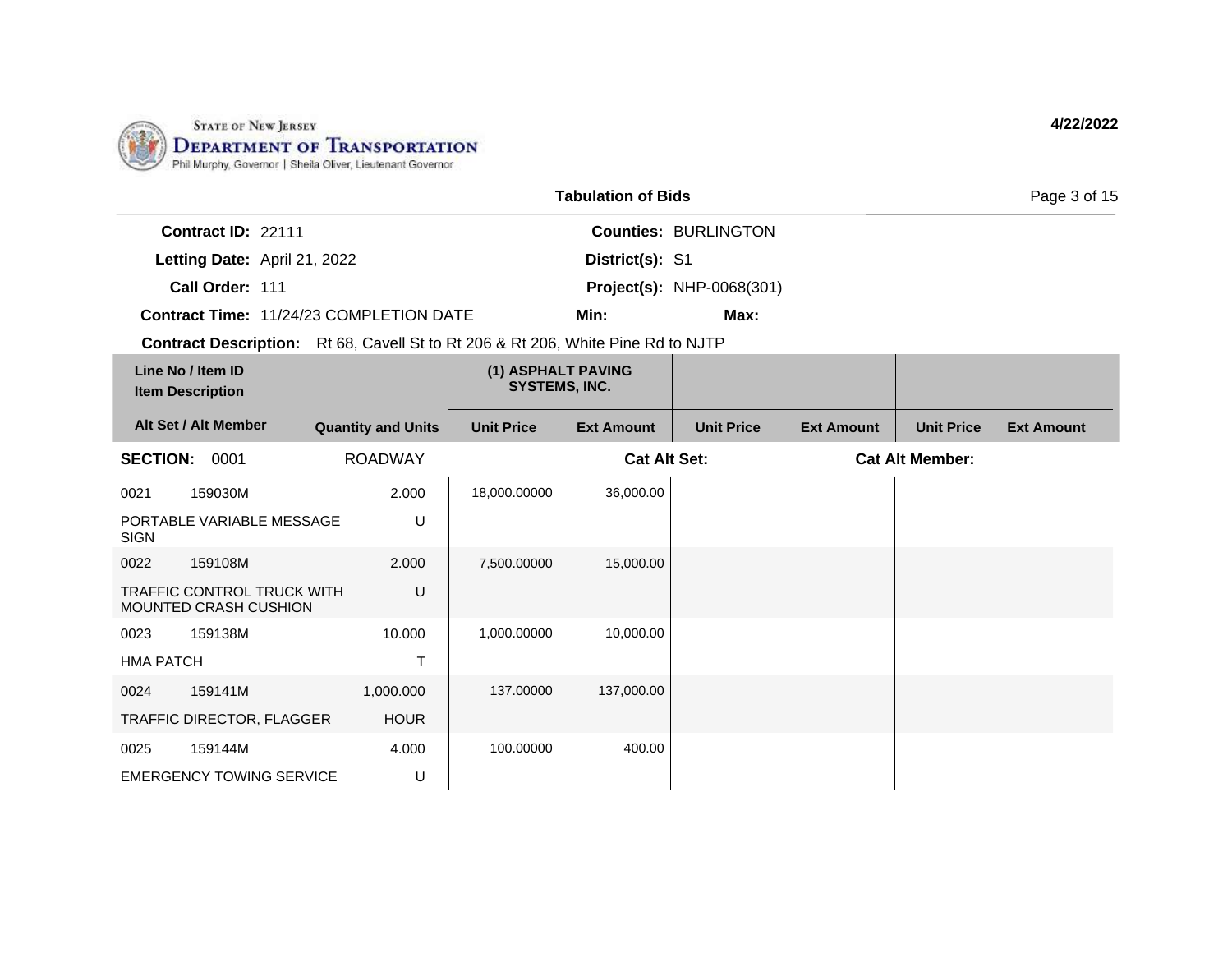STATE OF NEW JERSEY
DEPARTMENT OF TRANSPORTATION
Phil Murphy, Governor | Sheila Oliver, Lieutenant Governor

**4/22/2022**

## Tabulation of Bids

**Contract ID:** 22111
**Letting Date:** April 21, 2022
**Call Order:** 111
**Contract Time:** 11/24/23 COMPLETION DATE
**Counties:** BURLINGTON
**District(s):** S1
**Project(s):** NHP-0068(301)
**Min:**
**Max:**
**Contract Description:** Rt 68, Cavell St to Rt 206 & Rt 206, White Pine Rd to NJTP

| Line No / Item ID / Item Description / Alt Set / Alt Member | Quantity and Units | (1) ASPHALT PAVING SYSTEMS, INC. Unit Price | (1) ASPHALT PAVING SYSTEMS, INC. Ext Amount | Unit Price | Ext Amount | Unit Price | Ext Amount |
|---|---|---|---|---|---|---|---|
| **SECTION: 0001** | ROADWAY | | **Cat Alt Set:** | | **Cat Alt Member:** | | |
| 0021 159030M PORTABLE VARIABLE MESSAGE SIGN | 2.000 U | 18,000.00000 | 36,000.00 | | | | |
| 0022 159108M TRAFFIC CONTROL TRUCK WITH MOUNTED CRASH CUSHION | 2.000 U | 7,500.00000 | 15,000.00 | | | | |
| 0023 159138M HMA PATCH | 10.000 T | 1,000.00000 | 10,000.00 | | | | |
| 0024 159141M TRAFFIC DIRECTOR, FLAGGER | 1,000.000 HOUR | 137.00000 | 137,000.00 | | | | |
| 0025 159144M EMERGENCY TOWING SERVICE | 4.000 U | 100.00000 | 400.00 | | | | |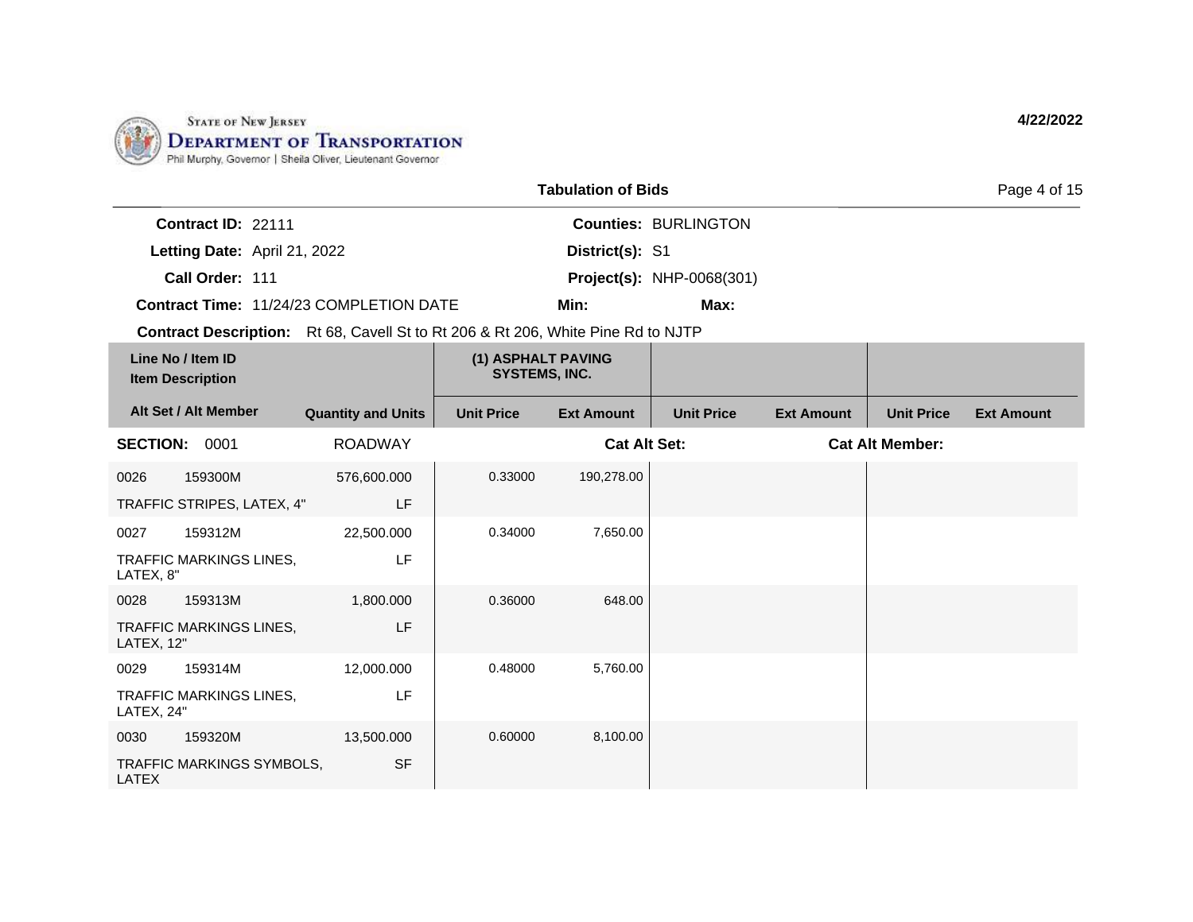State of New Jersey
# Department of Transportation
Phil Murphy, Governor | Sheila Oliver, Lieutenant Governor

4/22/2022

## Tabulation of Bids

**Contract ID:** 22111  
**Letting Date:** April 21, 2022  
**Call Order:** 111  
**Contract Time:** 11/24/23 COMPLETION DATE  
**Contract Description:** Rt 68, Cavell St to Rt 206 & Rt 206, White Pine Rd to NJTP

**Counties:** BURLINGTON  
**District(s):** S1  
**Project(s):** NHP-0068(301)  
**Min:**  
**Max:**

| Line No / Item ID | Item Description / Alt Set / Alt Member | Quantity and Units | (1) ASPHALT PAVING SYSTEMS, INC. Unit Price | (1) ASPHALT PAVING SYSTEMS, INC. Ext Amount | Unit Price | Ext Amount | Unit Price | Ext Amount |
|---|---|---|---|---|---|---|---|---|
| **SECTION: 0001** | ROADWAY | | **Cat Alt Set:** | | | **Cat Alt Member:** | | |
| 0026 159300M | TRAFFIC STRIPES, LATEX, 4" | 576,600.000 LF | 0.33000 | 190,278.00 | | | | |
| 0027 159312M | TRAFFIC MARKINGS LINES, LATEX, 8" | 22,500.000 LF | 0.34000 | 7,650.00 | | | | |
| 0028 159313M | TRAFFIC MARKINGS LINES, LATEX, 12" | 1,800.000 LF | 0.36000 | 648.00 | | | | |
| 0029 159314M | TRAFFIC MARKINGS LINES, LATEX, 24" | 12,000.000 LF | 0.48000 | 5,760.00 | | | | |
| 0030 159320M | TRAFFIC MARKINGS SYMBOLS, LATEX | 13,500.000 SF | 0.60000 | 8,100.00 | | | | |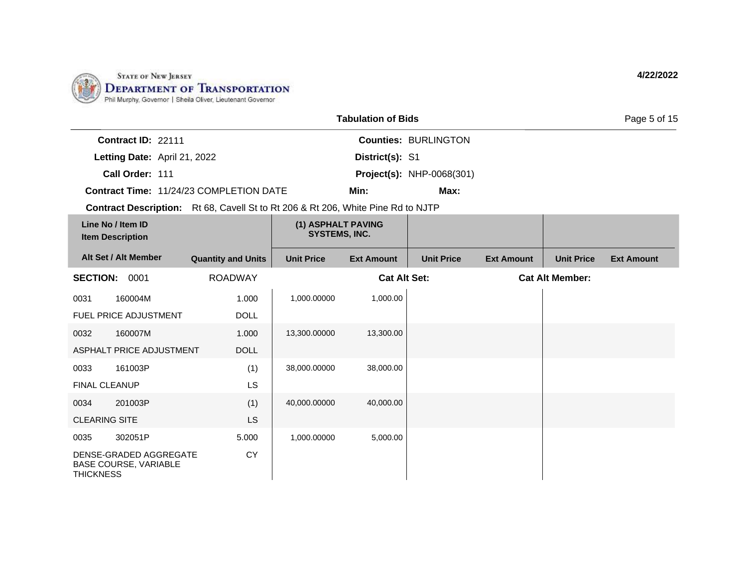STATE OF NEW JERSEY
DEPARTMENT OF TRANSPORTATION
Phil Murphy, Governor | Sheila Oliver, Lieutenant Governor

4/22/2022

**Tabulation of Bids**

**Contract ID:** 22111 | **Counties:** BURLINGTON
**Letting Date:** April 21, 2022 | **District(s):** S1
**Call Order:** 111 | **Project(s):** NHP-0068(301)
**Contract Time:** 11/24/23 COMPLETION DATE | **Min:** | **Max:**

**Contract Description:** Rt 68, Cavell St to Rt 206 & Rt 206, White Pine Rd to NJTP

| Line No / Item ID / Item Description / Alt Set / Alt Member | Quantity and Units | (1) ASPHALT PAVING SYSTEMS, INC. Unit Price | (1) ASPHALT PAVING SYSTEMS, INC. Ext Amount | Unit Price | Ext Amount | Unit Price | Ext Amount |
|---|---|---|---|---|---|---|---|
| **SECTION: 0001 ROADWAY** | | | **Cat Alt Set:** | | **Cat Alt Member:** | | |
| 0031 160004M FUEL PRICE ADJUSTMENT | 1.000 DOLL | 1,000.00000 | 1,000.00 | | | | |
| 0032 160007M ASPHALT PRICE ADJUSTMENT | 1.000 DOLL | 13,300.00000 | 13,300.00 | | | | |
| 0033 161003P FINAL CLEANUP | (1) LS | 38,000.00000 | 38,000.00 | | | | |
| 0034 201003P CLEARING SITE | (1) LS | 40,000.00000 | 40,000.00 | | | | |
| 0035 302051P DENSE-GRADED AGGREGATE BASE COURSE, VARIABLE THICKNESS | 5.000 CY | 1,000.00000 | 5,000.00 | | | | |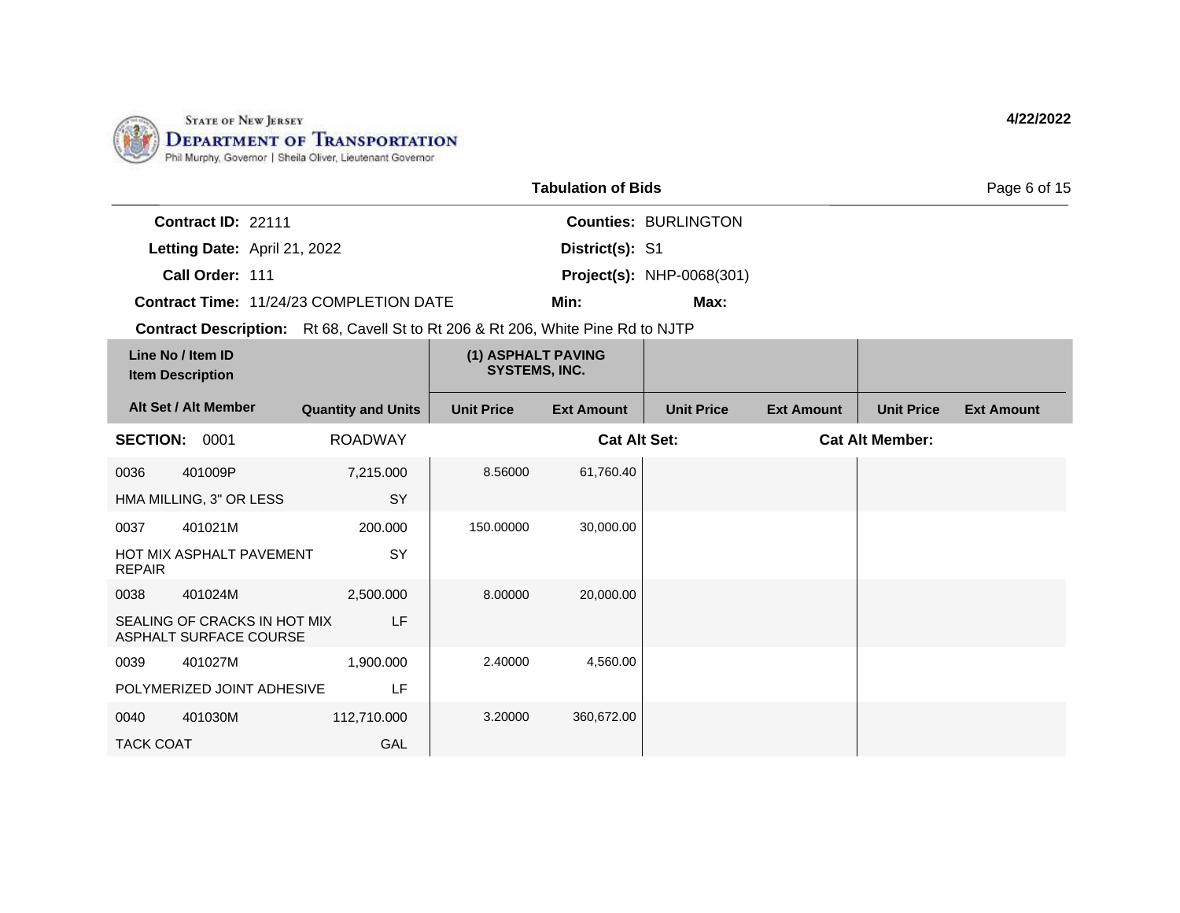State of New Jersey
Department of Transportation
Phil Murphy, Governor | Sheila Oliver, Lieutenant Governor

4/22/2022

## Tabulation of Bids

**Contract ID:** 22111
**Letting Date:** April 21, 2022
**Call Order:** 111
**Contract Time:** 11/24/23 COMPLETION DATE
**Counties:** BURLINGTON
**District(s):** S1
**Project(s):** NHP-0068(301)
**Min:**
**Max:**
**Contract Description:** Rt 68, Cavell St to Rt 206 & Rt 206, White Pine Rd to NJTP

| Line No / Item ID / Item Description | | Alt Set / Alt Member | Quantity and Units | (1) ASPHALT PAVING SYSTEMS, INC. | | | | | |
|---|---|---|---|---|---|---|---|---|---|
| | | | | Unit Price | Ext Amount | Unit Price | Ext Amount | Unit Price | Ext Amount |
| **SECTION: 0001** | | | ROADWAY | | Cat Alt Set: | | Cat Alt Member: | | |
| 0036 | 401009P | | 7,215.000 | 8.56000 | 61,760.40 | | | | |
| HMA MILLING, 3" OR LESS | | | SY | | | | | | |
| 0037 | 401021M | | 200.000 | 150.00000 | 30,000.00 | | | | |
| HOT MIX ASPHALT PAVEMENT REPAIR | | | SY | | | | | | |
| 0038 | 401024M | | 2,500.000 | 8.00000 | 20,000.00 | | | | |
| SEALING OF CRACKS IN HOT MIX ASPHALT SURFACE COURSE | | | LF | | | | | | |
| 0039 | 401027M | | 1,900.000 | 2.40000 | 4,560.00 | | | | |
| POLYMERIZED JOINT ADHESIVE | | | LF | | | | | | |
| 0040 | 401030M | | 112,710.000 | 3.20000 | 360,672.00 | | | | |
| TACK COAT | | | GAL | | | | | | |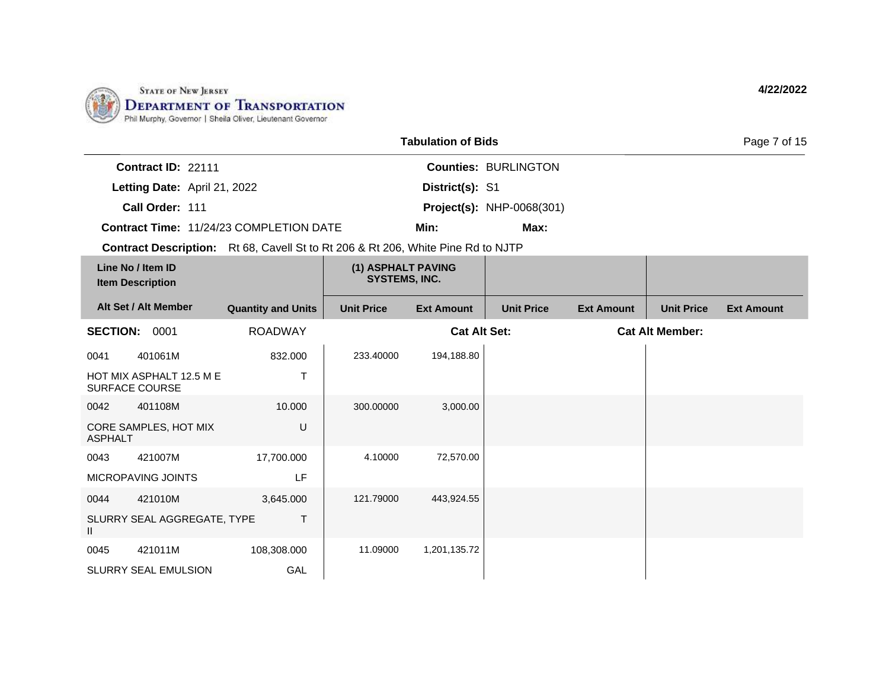STATE OF NEW JERSEY
**DEPARTMENT OF TRANSPORTATION**
Phil Murphy, Governor | Sheila Oliver, Lieutenant Governor

**4/22/2022**

## Tabulation of Bids

**Contract ID:** 22111
**Letting Date:** April 21, 2022
**Call Order:** 111
**Contract Time:** 11/24/23 COMPLETION DATE
**Counties:** BURLINGTON
**District(s):** S1
**Project(s):** NHP-0068(301)
**Min:**
**Max:**

**Contract Description:** Rt 68, Cavell St to Rt 206 & Rt 206, White Pine Rd to NJTP

| Line No / Item ID / Item Description | Alt Set / Alt Member | Quantity and Units | (1) ASPHALT PAVING SYSTEMS, INC. Unit Price | (1) ASPHALT PAVING SYSTEMS, INC. Ext Amount | Unit Price | Ext Amount | Unit Price | Ext Amount |
|---|---|---|---|---|---|---|---|---|
| **SECTION: 0001** | | ROADWAY | | **Cat Alt Set:** | | **Cat Alt Member:** | | |
| 0041 401061M HOT MIX ASPHALT 12.5 M E SURFACE COURSE | | 832.000 T | 233.40000 | 194,188.80 | | | | |
| 0042 401108M CORE SAMPLES, HOT MIX ASPHALT | | 10.000 U | 300.00000 | 3,000.00 | | | | |
| 0043 421007M MICROPAVING JOINTS | | 17,700.000 LF | 4.10000 | 72,570.00 | | | | |
| 0044 421010M SLURRY SEAL AGGREGATE, TYPE II | | 3,645.000 T | 121.79000 | 443,924.55 | | | | |
| 0045 421011M SLURRY SEAL EMULSION | | 108,308.000 GAL | 11.09000 | 1,201,135.72 | | | | |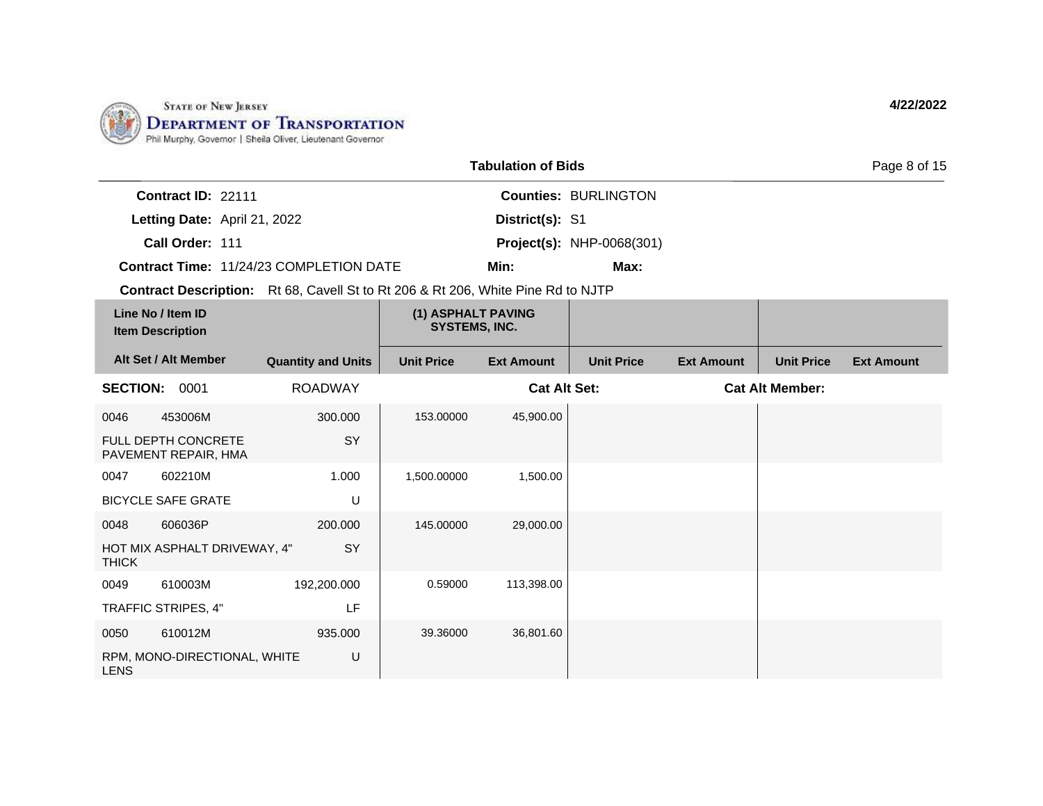**STATE OF NEW JERSEY**
**DEPARTMENT OF TRANSPORTATION**
Phil Murphy, Governor | Sheila Oliver, Lieutenant Governor

**4/22/2022**

**Tabulation of Bids**

**Contract ID:** 22111 | **Counties:** BURLINGTON
**Letting Date:** April 21, 2022 | **District(s):** S1
**Call Order:** 111 | **Project(s):** NHP-0068(301)
**Contract Time:** 11/24/23 COMPLETION DATE | **Min:** | **Max:**

**Contract Description:** Rt 68, Cavell St to Rt 206 & Rt 206, White Pine Rd to NJTP

| Line No / Item ID / Item Description | | (1) ASPHALT PAVING SYSTEMS, INC. | | | | | |
|---|---|---|---|---|---|---|---|
| **Alt Set / Alt Member** | **Quantity and Units** | **Unit Price** | **Ext Amount** | **Unit Price** | **Ext Amount** | **Unit Price** | **Ext Amount** |
| **SECTION: 0001** | ROADWAY | | **Cat Alt Set:** | | | **Cat Alt Member:** | |
| 0046 453006M | 300.000 | 153.00000 | 45,900.00 | | | | |
| FULL DEPTH CONCRETE PAVEMENT REPAIR, HMA | SY | | | | | | |
| 0047 602210M | 1.000 | 1,500.00000 | 1,500.00 | | | | |
| BICYCLE SAFE GRATE | U | | | | | | |
| 0048 606036P | 200.000 | 145.00000 | 29,000.00 | | | | |
| HOT MIX ASPHALT DRIVEWAY, 4" THICK | SY | | | | | | |
| 0049 610003M | 192,200.000 | 0.59000 | 113,398.00 | | | | |
| TRAFFIC STRIPES, 4" | LF | | | | | | |
| 0050 610012M | 935.000 | 39.36000 | 36,801.60 | | | | |
| RPM, MONO-DIRECTIONAL, WHITE LENS | U | | | | | | |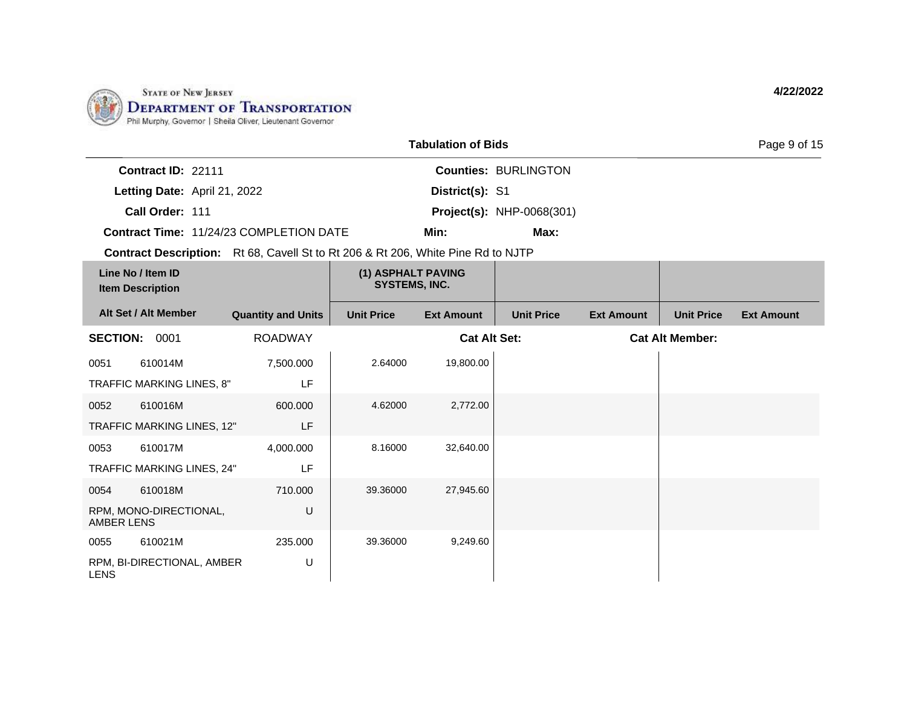State of New Jersey
**Department of Transportation**
Phil Murphy, Governor | Sheila Oliver, Lieutenant Governor

**4/22/2022**

## Tabulation of Bids

**Contract ID:** 22111
**Letting Date:** April 21, 2022
**Call Order:** 111
**Contract Time:** 11/24/23 COMPLETION DATE
**Counties:** BURLINGTON
**District(s):** S1
**Project(s):** NHP-0068(301)
**Min:**
**Max:**
**Contract Description:** Rt 68, Cavell St to Rt 206 & Rt 206, White Pine Rd to NJTP

| Line No / Item ID / Item Description | Alt Set / Alt Member | Quantity and Units | (1) ASPHALT PAVING SYSTEMS, INC. Unit Price | (1) ASPHALT PAVING SYSTEMS, INC. Ext Amount | Unit Price | Ext Amount | Unit Price | Ext Amount |
|---|---|---|---|---|---|---|---|---|
| **SECTION: 0001** | | ROADWAY | | Cat Alt Set: | | Cat Alt Member: | | |
| 0051 610014M TRAFFIC MARKING LINES, 8" | | 7,500.000 LF | 2.64000 | 19,800.00 | | | | |
| 0052 610016M TRAFFIC MARKING LINES, 12" | | 600.000 LF | 4.62000 | 2,772.00 | | | | |
| 0053 610017M TRAFFIC MARKING LINES, 24" | | 4,000.000 LF | 8.16000 | 32,640.00 | | | | |
| 0054 610018M RPM, MONO-DIRECTIONAL, AMBER LENS | | 710.000 U | 39.36000 | 27,945.60 | | | | |
| 0055 610021M RPM, BI-DIRECTIONAL, AMBER LENS | | 235.000 U | 39.36000 | 9,249.60 | | | | |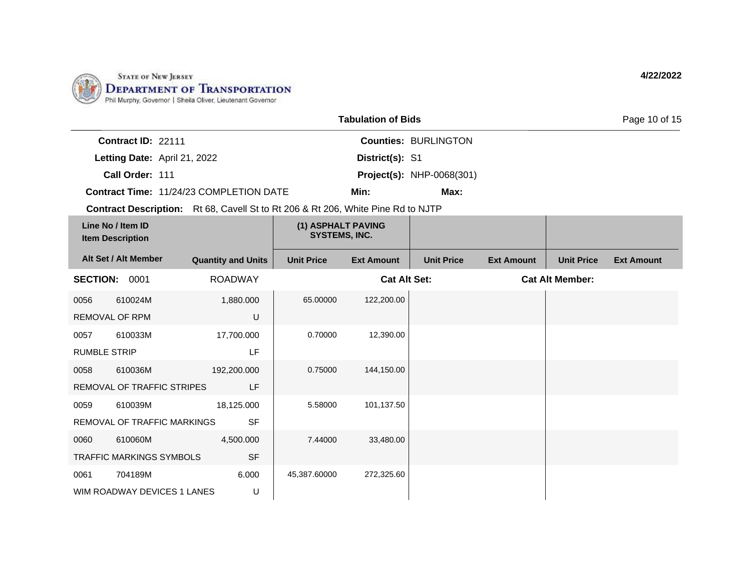STATE OF NEW JERSEY
DEPARTMENT OF TRANSPORTATION
Phil Murphy, Governor | Sheila Oliver, Lieutenant Governor

**4/22/2022**

## Tabulation of Bids

**Contract ID:** 22111  
**Letting Date:** April 21, 2022  
**Call Order:** 111  
**Contract Time:** 11/24/23 COMPLETION DATE  
**Contract Description:** Rt 68, Cavell St to Rt 206 & Rt 206, White Pine Rd to NJTP

**Counties:** BURLINGTON  
**District(s):** S1  
**Project(s):** NHP-0068(301)  
**Min:**  
**Max:**

| Line No / Item ID / Item Description | | | (1) ASPHALT PAVING SYSTEMS, INC. | | | | | |
|---|---|---|---|---|---|---|---|---|
| Alt Set / Alt Member | | Quantity and Units | Unit Price | Ext Amount | Unit Price | Ext Amount | Unit Price | Ext Amount |
| **SECTION: 0001** | | ROADWAY | | **Cat Alt Set:** | | | **Cat Alt Member:** | |
| 0056 | 610024M | 1,880.000 | 65.00000 | 122,200.00 | | | | |
| REMOVAL OF RPM | | U | | | | | | |
| 0057 | 610033M | 17,700.000 | 0.70000 | 12,390.00 | | | | |
| RUMBLE STRIP | | LF | | | | | | |
| 0058 | 610036M | 192,200.000 | 0.75000 | 144,150.00 | | | | |
| REMOVAL OF TRAFFIC STRIPES | | LF | | | | | | |
| 0059 | 610039M | 18,125.000 | 5.58000 | 101,137.50 | | | | |
| REMOVAL OF TRAFFIC MARKINGS | | SF | | | | | | |
| 0060 | 610060M | 4,500.000 | 7.44000 | 33,480.00 | | | | |
| TRAFFIC MARKINGS SYMBOLS | | SF | | | | | | |
| 0061 | 704189M | 6.000 | 45,387.60000 | 272,325.60 | | | | |
| WIM ROADWAY DEVICES 1 LANES | | U | | | | | | |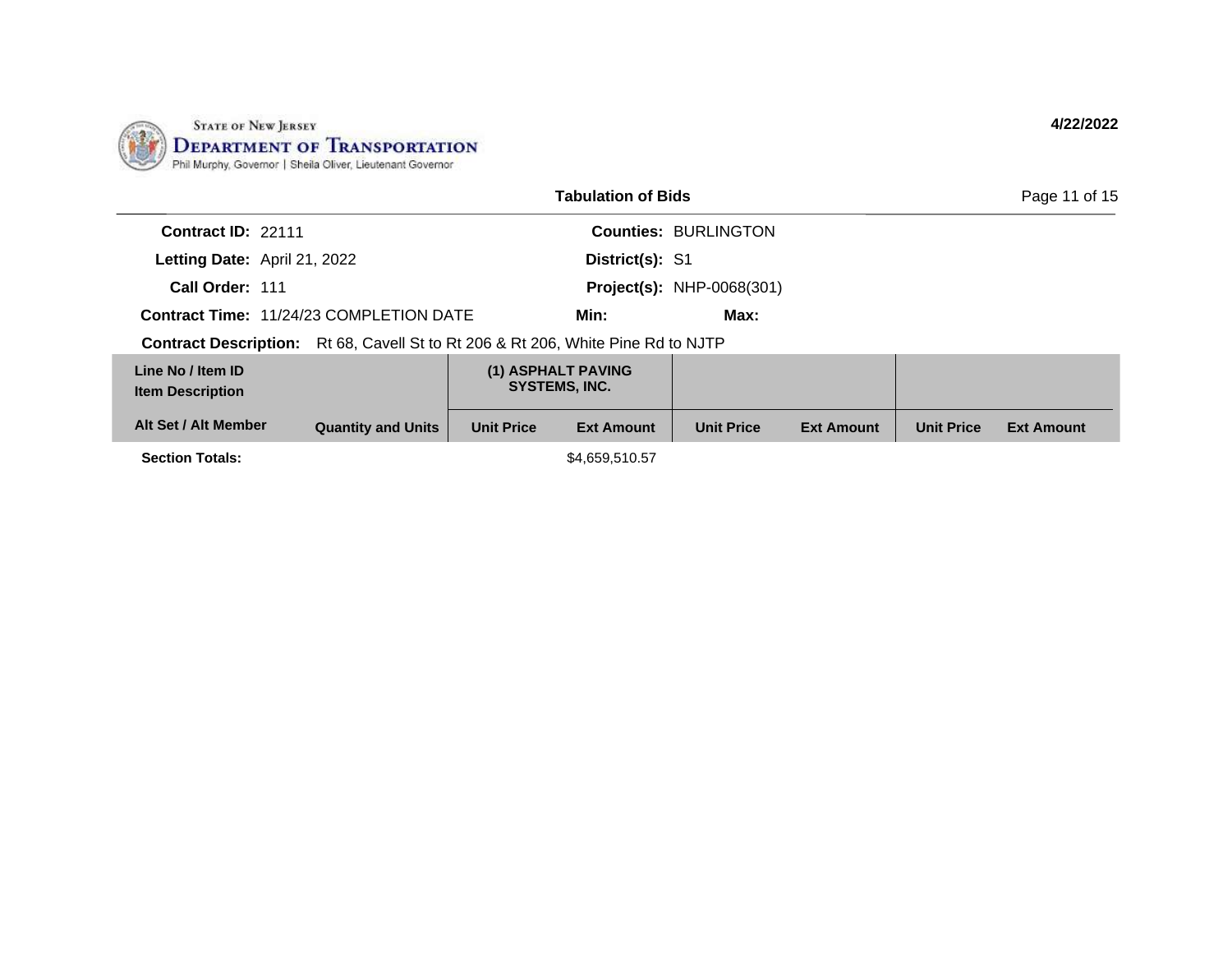STATE OF NEW JERSEY
DEPARTMENT OF TRANSPORTATION
Phil Murphy, Governor | Sheila Oliver, Lieutenant Governor

4/22/2022

**Tabulation of Bids**

**Contract ID:** 22111
**Letting Date:** April 21, 2022
**Call Order:** 111
**Contract Time:** 11/24/23 COMPLETION DATE

**Counties:** BURLINGTON
**District(s):** S1
**Project(s):** NHP-0068(301)
**Min:**
**Max:**

**Contract Description:** Rt 68, Cavell St to Rt 206 & Rt 206, White Pine Rd to NJTP

| Line No / Item ID<br>Item Description | | (1) ASPHALT PAVING SYSTEMS, INC. | | | | | |
|---|---|---|---|---|---|---|---|
| **Alt Set / Alt Member** | **Quantity and Units** | **Unit Price** | **Ext Amount** | **Unit Price** | **Ext Amount** | **Unit Price** | **Ext Amount** |
| **Section Totals:** | | | $4,659,510.57 | | | | |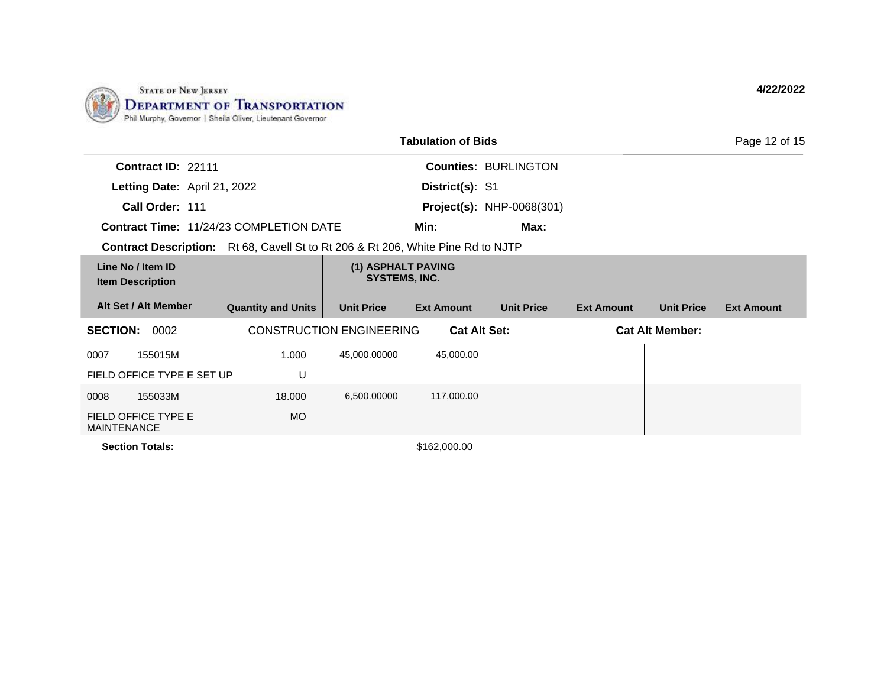STATE OF NEW JERSEY
**DEPARTMENT OF TRANSPORTATION**
Phil Murphy, Governor | Sheila Oliver, Lieutenant Governor

**4/22/2022**

**Tabulation of Bids**

**Contract ID:** 22111
**Letting Date:** April 21, 2022
**Call Order:** 111
**Contract Time:** 11/24/23 COMPLETION DATE

**Counties:** BURLINGTON
**District(s):** S1
**Project(s):** NHP-0068(301)
**Min:** **Max:**

**Contract Description:** Rt 68, Cavell St to Rt 206 & Rt 206, White Pine Rd to NJTP

| Line No / Item ID / Item Description / Alt Set / Alt Member | Quantity and Units | (1) ASPHALT PAVING SYSTEMS, INC. Unit Price | (1) ASPHALT PAVING SYSTEMS, INC. Ext Amount | Unit Price | Ext Amount | Unit Price | Ext Amount |
|---|---|---|---|---|---|---|---|
| **SECTION: 0002** CONSTRUCTION ENGINEERING **Cat Alt Set:** **Cat Alt Member:** | | | | | | | |
| 0007 155015M FIELD OFFICE TYPE E SET UP | 1.000 U | 45,000.00000 | 45,000.00 | | | | |
| 0008 155033M FIELD OFFICE TYPE E MAINTENANCE | 18.000 MO | 6,500.00000 | 117,000.00 | | | | |
| **Section Totals:** | | | $162,000.00 | | | | |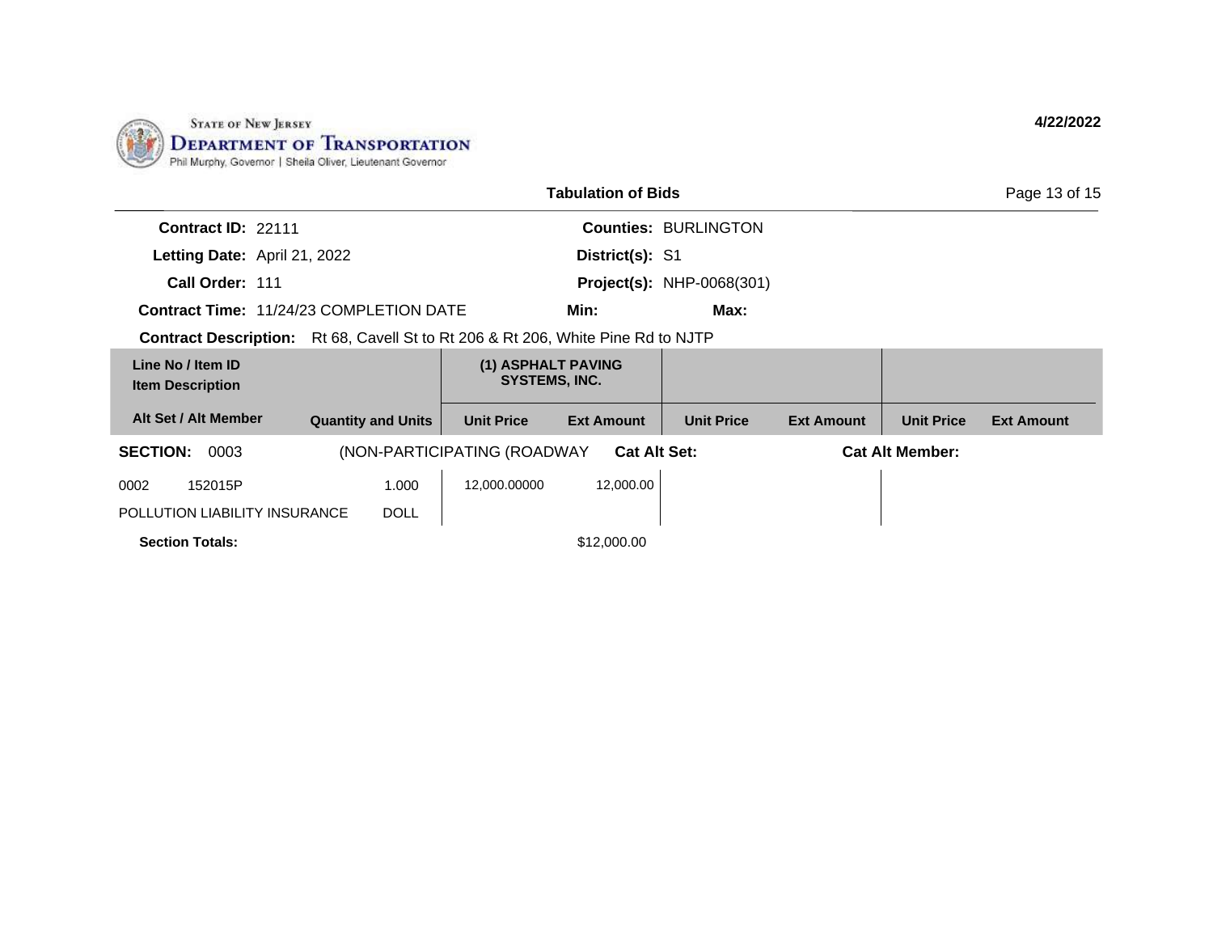STATE OF NEW JERSEY
DEPARTMENT OF TRANSPORTATION
Phil Murphy, Governor | Sheila Oliver, Lieutenant Governor

4/22/2022

**Tabulation of Bids**

**Contract ID:** 22111
**Letting Date:** April 21, 2022
**Call Order:** 111
**Contract Time:** 11/24/23 COMPLETION DATE

**Counties:** BURLINGTON
**District(s):** S1
**Project(s):** NHP-0068(301)
**Min:**
**Max:**

**Contract Description:** Rt 68, Cavell St to Rt 206 & Rt 206, White Pine Rd to NJTP

| Line No / Item ID<br>Item Description | | (1) ASPHALT PAVING SYSTEMS, INC. | | | | | |
|---|---|---|---|---|---|---|---|
| **Alt Set / Alt Member** | **Quantity and Units** | **Unit Price** | **Ext Amount** | **Unit Price** | **Ext Amount** | **Unit Price** | **Ext Amount** |
| **SECTION:** 0003 | (NON-PARTICIPATING (ROADWAY | | **Cat Alt Set:** | | **Cat Alt Member:** | | |
| 0002 152015P<br>POLLUTION LIABILITY INSURANCE | 1.000<br>DOLL | 12,000.00000 | 12,000.00 | | | | |
| **Section Totals:** | | | $12,000.00 | | | | |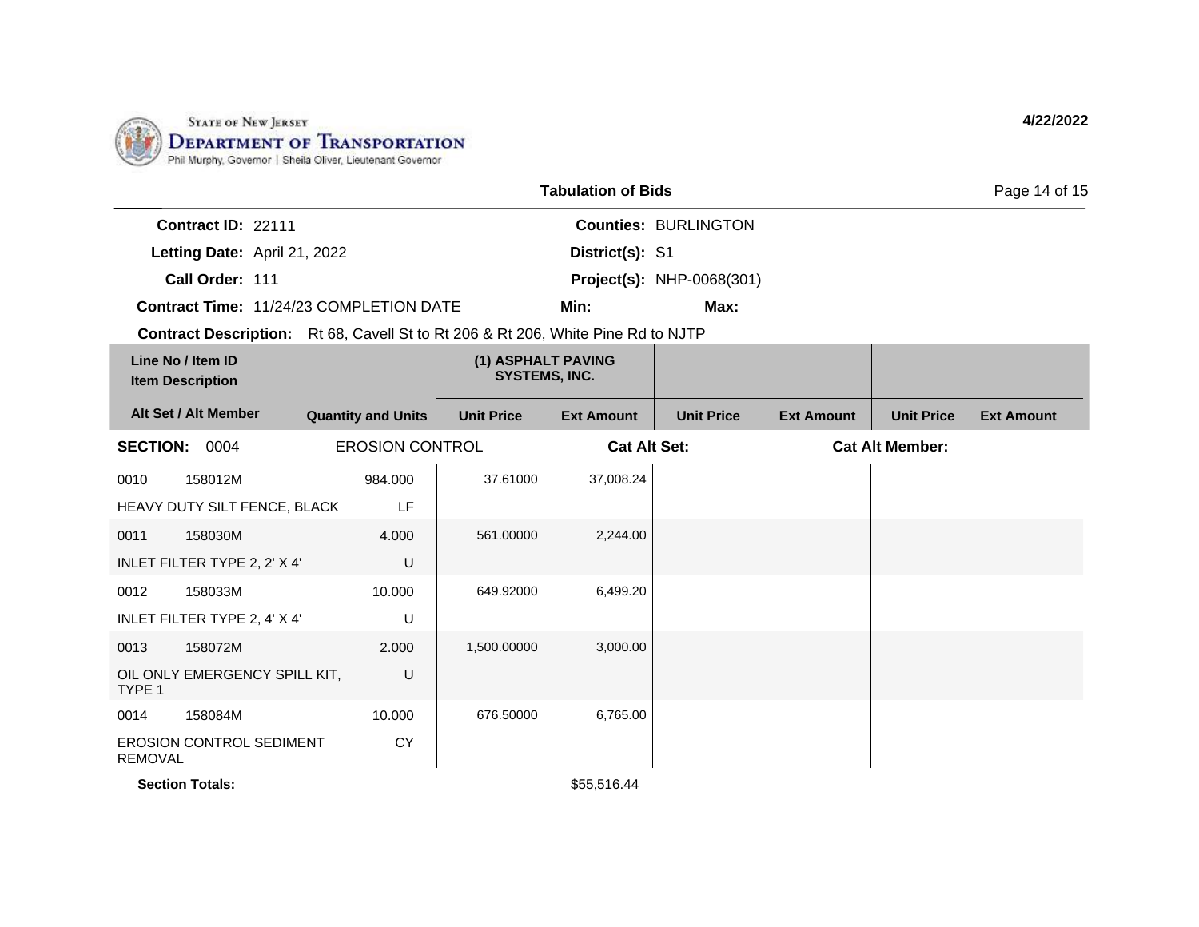STATE OF NEW JERSEY
**DEPARTMENT OF TRANSPORTATION**
Phil Murphy, Governor | Sheila Oliver, Lieutenant Governor

**4/22/2022**

## Tabulation of Bids

**Contract ID:** 22111
**Letting Date:** April 21, 2022
**Call Order:** 111
**Contract Time:** 11/24/23 COMPLETION DATE

**Counties:** BURLINGTON
**District(s):** S1
**Project(s):** NHP-0068(301)
**Min:**
**Max:**

**Contract Description:** Rt 68, Cavell St to Rt 206 & Rt 206, White Pine Rd to NJTP

| Line No / Item ID / Item Description | Alt Set / Alt Member | Quantity and Units | (1) ASPHALT PAVING SYSTEMS, INC. Unit Price | (1) ASPHALT PAVING SYSTEMS, INC. Ext Amount | Unit Price | Ext Amount | Unit Price | Ext Amount |
|---|---|---|---|---|---|---|---|---|
| **SECTION: 0004** | EROSION CONTROL | | **Cat Alt Set:** | | | **Cat Alt Member:** | | |
| 0010 158012M HEAVY DUTY SILT FENCE, BLACK | | 984.000 LF | 37.61000 | 37,008.24 | | | | |
| 0011 158030M INLET FILTER TYPE 2, 2' X 4' | | 4.000 U | 561.00000 | 2,244.00 | | | | |
| 0012 158033M INLET FILTER TYPE 2, 4' X 4' | | 10.000 U | 649.92000 | 6,499.20 | | | | |
| 0013 158072M OIL ONLY EMERGENCY SPILL KIT, TYPE 1 | | 2.000 U | 1,500.00000 | 3,000.00 | | | | |
| 0014 158084M EROSION CONTROL SEDIMENT REMOVAL | | 10.000 CY | 676.50000 | 6,765.00 | | | | |
| **Section Totals:** | | | | $55,516.44 | | | | |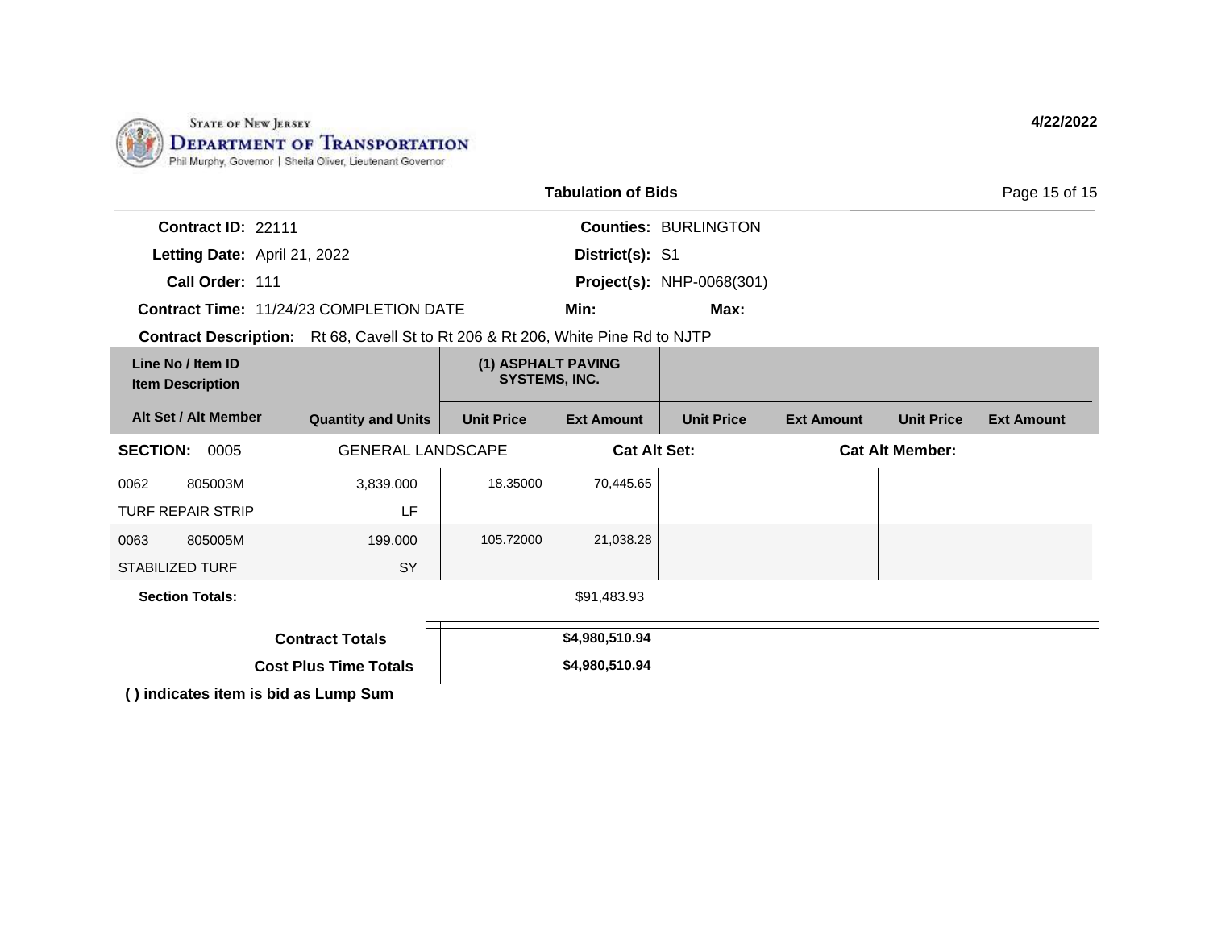**STATE OF NEW JERSEY**
**DEPARTMENT OF TRANSPORTATION**
Phil Murphy, Governor | Sheila Oliver, Lieutenant Governor

4/22/2022

## Tabulation of Bids

**Contract ID:** 22111
**Letting Date:** April 21, 2022
**Call Order:** 111
**Contract Time:** 11/24/23 COMPLETION DATE

**Counties:** BURLINGTON
**District(s):** S1
**Project(s):** NHP-0068(301)
**Min:** **Max:**

**Contract Description:** Rt 68, Cavell St to Rt 206 & Rt 206, White Pine Rd to NJTP

| Line No / Item ID / Item Description | Alt Set / Alt Member | Quantity and Units | (1) ASPHALT PAVING SYSTEMS, INC. Unit Price | (1) ASPHALT PAVING SYSTEMS, INC. Ext Amount | Unit Price | Ext Amount | Unit Price | Ext Amount |
|---|---|---|---|---|---|---|---|---|
| **SECTION: 0005** | | GENERAL LANDSCAPE | | **Cat Alt Set:** | | **Cat Alt Member:** | | |
| 0062 805003M TURF REPAIR STRIP | | 3,839.000 LF | 18.35000 | 70,445.65 | | | | |
| 0063 805005M STABILIZED TURF | | 199.000 SY | 105.72000 | 21,038.28 | | | | |
| **Section Totals:** | | | | $91,483.93 | | | | |
| **Contract Totals** | | | | **$4,980,510.94** | | | | |
| **Cost Plus Time Totals** | | | | **$4,980,510.94** | | | | |

**( ) indicates item is bid as Lump Sum**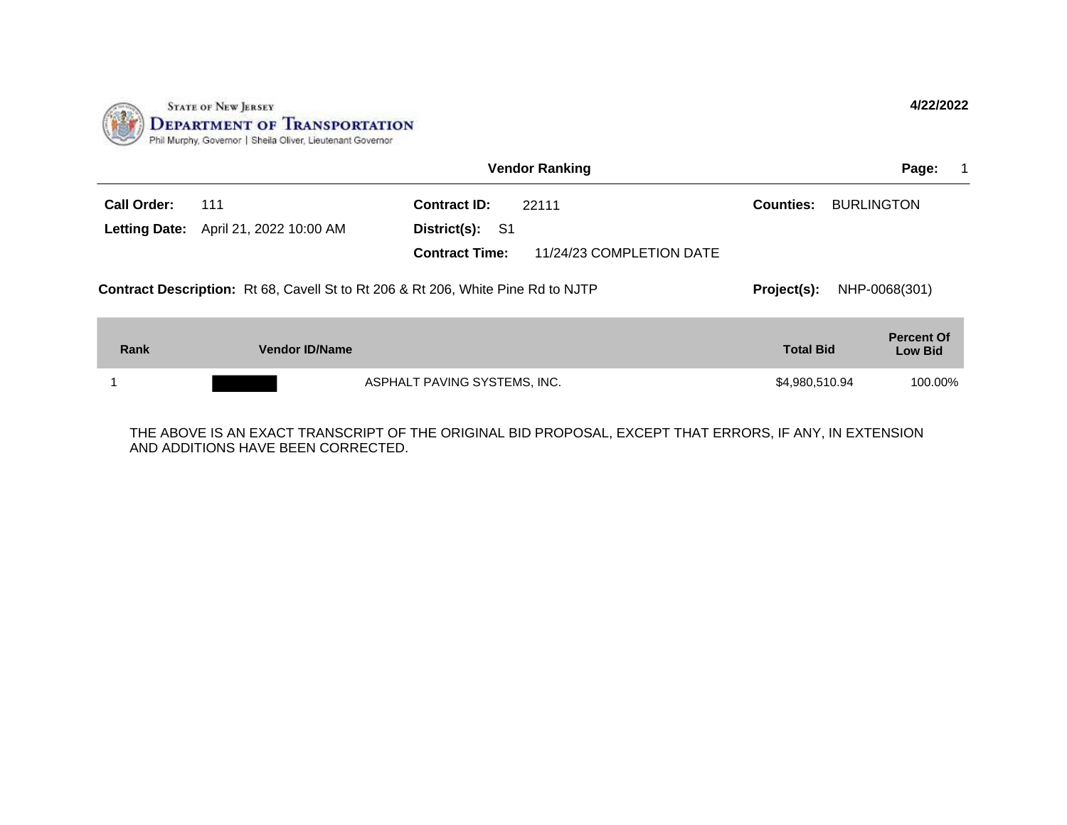STATE OF NEW JERSEY
**DEPARTMENT OF TRANSPORTATION**
Phil Murphy, Governor | Sheila Oliver, Lieutenant Governor

**4/22/2022**

## Vendor Ranking

**Call Order:** 111
**Letting Date:** April 21, 2022 10:00 AM

**Contract ID:** 22111
**District(s):** S1
**Contract Time:** 11/24/23 COMPLETION DATE

**Counties:** BURLINGTON

**Contract Description:** Rt 68, Cavell St to Rt 206 & Rt 206, White Pine Rd to NJTP

**Project(s):** NHP-0068(301)

| Rank | Vendor ID/Name | | Total Bid | Percent Of Low Bid |
|---|---|---|---|---|
| 1 | | ASPHALT PAVING SYSTEMS, INC. | $4,980,510.94 | 100.00% |

THE ABOVE IS AN EXACT TRANSCRIPT OF THE ORIGINAL BID PROPOSAL, EXCEPT THAT ERRORS, IF ANY, IN EXTENSION AND ADDITIONS HAVE BEEN CORRECTED.